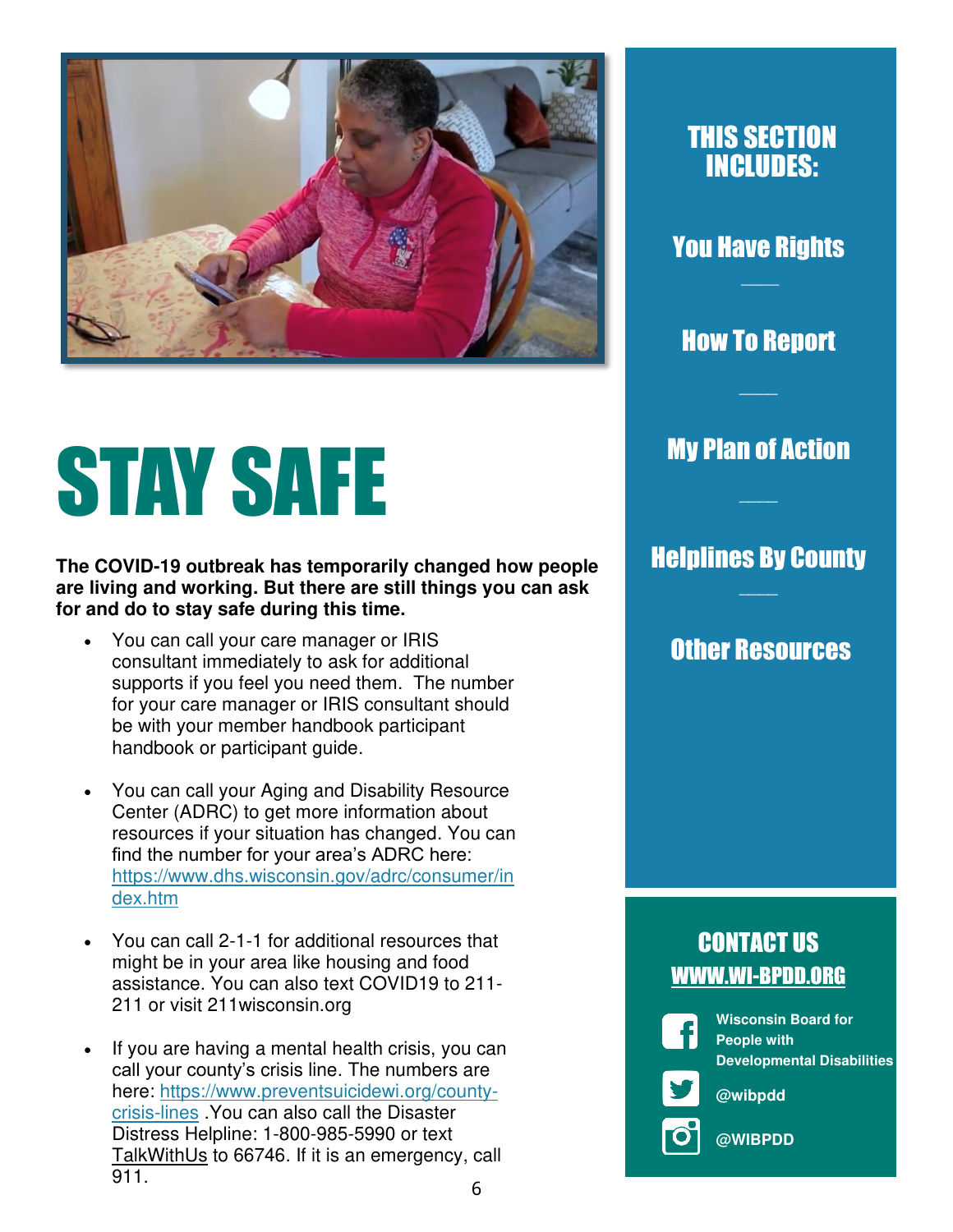# STAY SAFE

**The COVID-19 outbreak has temporarily changed how people are living and working. But there are still things you can ask for and do to stay safe during this time.**

- You can call your care manager or IRIS consultant immediately to ask for additional supports if you feel you need them. The number for your care manager or IRIS consultant should be with your member handbook participant handbook or participant guide.
- You can call your Aging and Disability Resource Center (ADRC) to get more information about resources if your situation has changed. You can find the number for your area's ADRC here: https://www.dhs.wisconsin.gov/adrc/consumer/index.htm
- You can call 2-1-1 for additional resources that might be in your area like housing and food assistance. You can also text COVID19 to 211-211 or visit 211wisconsin.org
- If you are having a mental health crisis, you can call your county's crisis line. The numbers are here: https://www.preventsuicidewi.org/county-crisis-lines .You can also call the Disaster Distress Helpline: 1-800-985-5990 or text TalkWithUs to 66746. If it is an emergency, call 911.

## THIS SECTION INCLUDES:

**You Have Rights**

**How To Report**

**My Plan of Action**

**Helplines By County**

**Other Resources**

## CONTACT US

**WWW.WI-BPDD.ORG**

**Wisconsin Board for People with Developmental Disabilities**

**@wibpdd**

**@WIBPDD**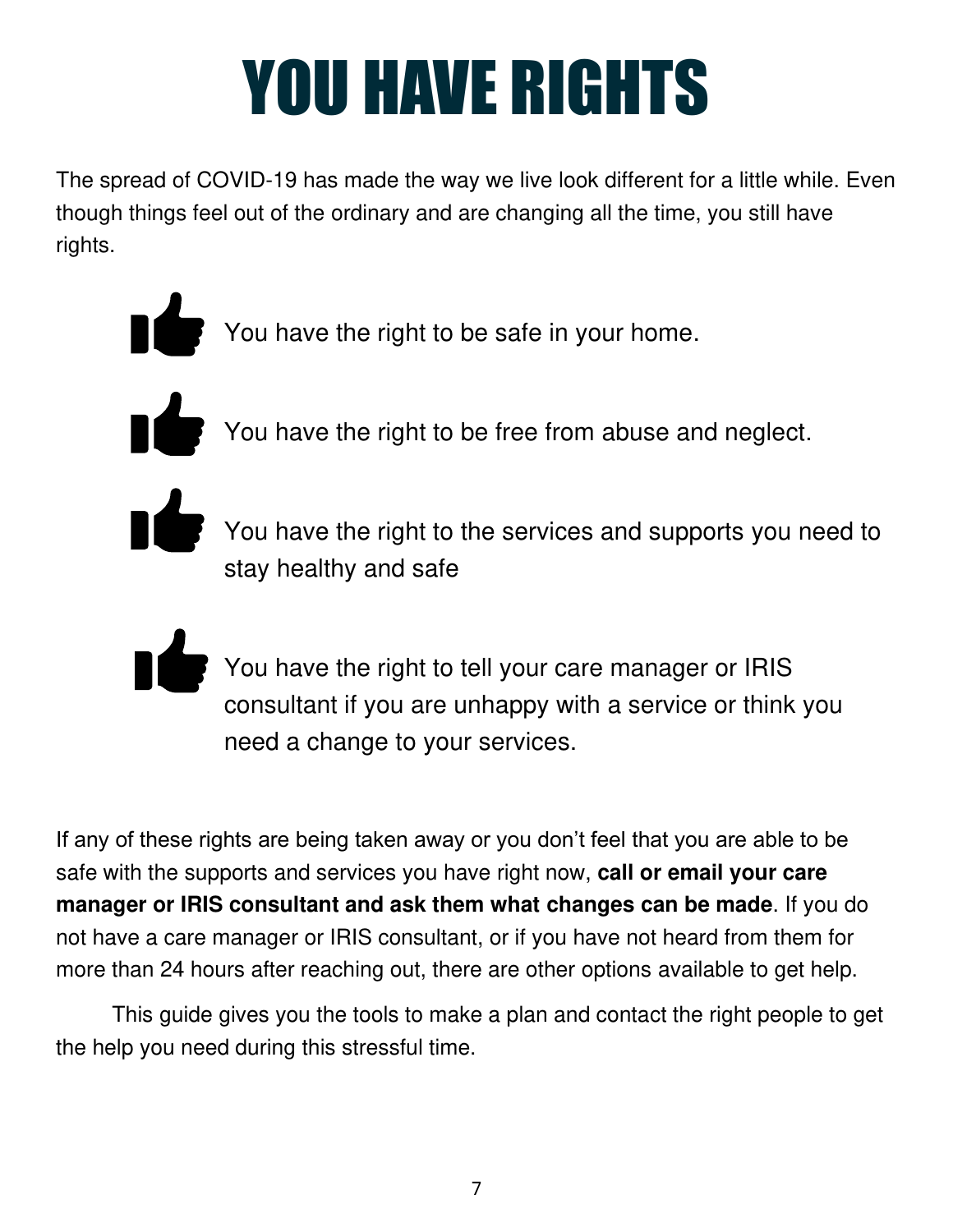# YOU HAVE RIGHTS

The spread of COVID-19 has made the way we live look different for a little while. Even though things feel out of the ordinary and are changing all the time, you still have rights.

- You have the right to be safe in your home.
- You have the right to be free from abuse and neglect.
- You have the right to the services and supports you need to stay healthy and safe
- You have the right to tell your care manager or IRIS consultant if you are unhappy with a service or think you need a change to your services.

If any of these rights are being taken away or you don't feel that you are able to be safe with the supports and services you have right now, **call or email your care manager or IRIS consultant and ask them what changes can be made**. If you do not have a care manager or IRIS consultant, or if you have not heard from them for more than 24 hours after reaching out, there are other options available to get help.

This guide gives you the tools to make a plan and contact the right people to get the help you need during this stressful time.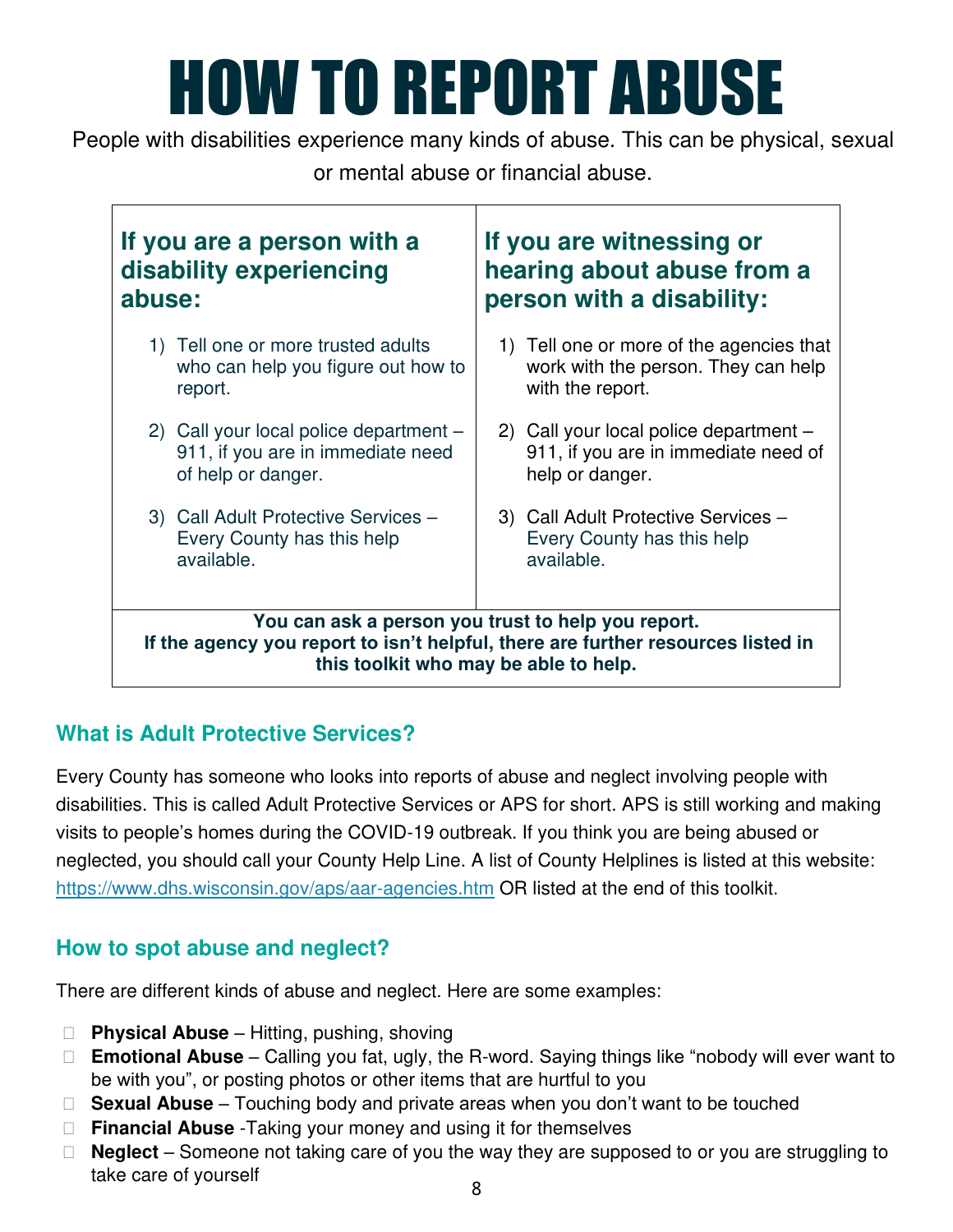# HOW TO REPORT ABUSE

People with disabilities experience many kinds of abuse. This can be physical, sexual or mental abuse or financial abuse.

### If you are a person with a disability experiencing abuse:

1) Tell one or more trusted adults who can help you figure out how to report.
2) Call your local police department – 911, if you are in immediate need of help or danger.
3) Call Adult Protective Services – Every County has this help available.

### If you are witnessing or hearing about abuse from a person with a disability:

1) Tell one or more of the agencies that work with the person. They can help with the report.
2) Call your local police department – 911, if you are in immediate need of help or danger.
3) Call Adult Protective Services – Every County has this help available.

**You can ask a person you trust to help you report.**
**If the agency you report to isn't helpful, there are further resources listed in this toolkit who may be able to help.**

## What is Adult Protective Services?

Every County has someone who looks into reports of abuse and neglect involving people with disabilities. This is called Adult Protective Services or APS for short. APS is still working and making visits to people's homes during the COVID-19 outbreak. If you think you are being abused or neglected, you should call your County Help Line. A list of County Helplines is listed at this website: https://www.dhs.wisconsin.gov/aps/aar-agencies.htm OR listed at the end of this toolkit.

## How to spot abuse and neglect?

There are different kinds of abuse and neglect. Here are some examples:

- **Physical Abuse** – Hitting, pushing, shoving
- **Emotional Abuse** – Calling you fat, ugly, the R-word. Saying things like "nobody will ever want to be with you", or posting photos or other items that are hurtful to you
- **Sexual Abuse** – Touching body and private areas when you don't want to be touched
- **Financial Abuse** -Taking your money and using it for themselves
- **Neglect** – Someone not taking care of you the way they are supposed to or you are struggling to take care of yourself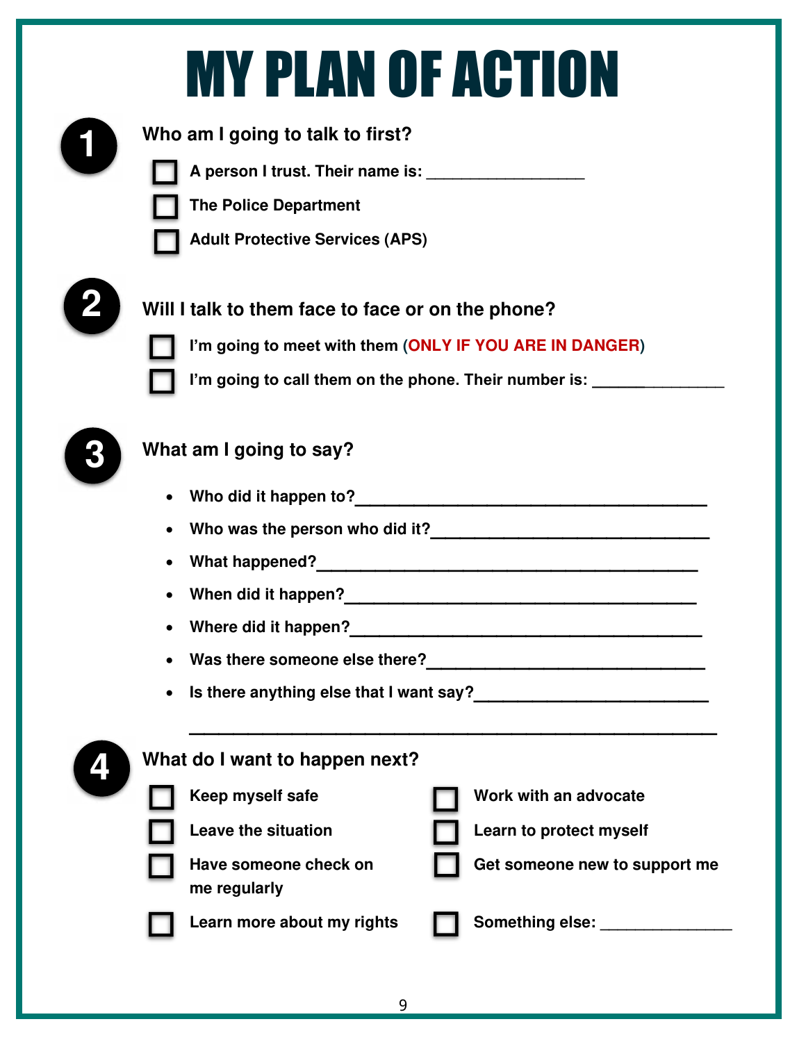# MY PLAN OF ACTION

## 1 Who am I going to talk to first?

- [ ] A person I trust. Their name is: _________________
- [ ] The Police Department
- [ ] Adult Protective Services (APS)

## 2 Will I talk to them face to face or on the phone?

- [ ] I'm going to meet with them (**ONLY IF YOU ARE IN DANGER**)
- [ ] I'm going to call them on the phone. Their number is: ______________

## 3 What am I going to say?

- Who did it happen to?_____________________________________
- Who was the person who did it?____________________________
- What happened?_________________________________________
- When did it happen?______________________________________
- Where did it happen?_____________________________________
- Was there someone else there?____________________________
- Is there anything else that I want say?_______________________

_____________________________________________________________

## 4 What do I want to happen next?

- [ ] Keep myself safe
- [ ] Leave the situation
- [ ] Have someone check on me regularly
- [ ] Learn more about my rights
- [ ] Work with an advocate
- [ ] Learn to protect myself
- [ ] Get someone new to support me
- [ ] Something else: ______________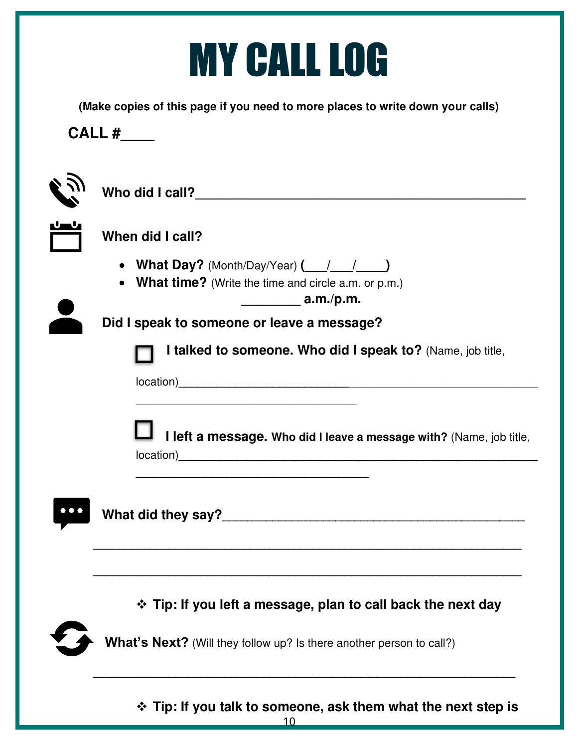# MY CALL LOG

**(Make copies of this page if you need to more places to write down your calls)**

**CALL #____**

**Who did I call?**______________________________________________

**When did I call?**

- **What Day?** (Month/Day/Year) **(___/___/____)**
- **What time?** (Write the time and circle a.m. or p.m.)

  ________ **a.m./p.m.**

**Did I speak to someone or leave a message?**

☐ **I talked to someone. Who did I speak to?** (Name, job title, location)_______________________________________________________
___________________________________

☐ **I left a message. Who did I leave a message with?** (Name, job title, location)_______________________________________________________
_____________________________________

**What did they say?**___________________________________________
_____________________________________________________________
_____________________________________________________________

❖ **Tip: If you left a message, plan to call back the next day**

**What's Next?** (Will they follow up? Is there another person to call?)

_____________________________________________________________

❖ **Tip: If you talk to someone, ask them what the next step is**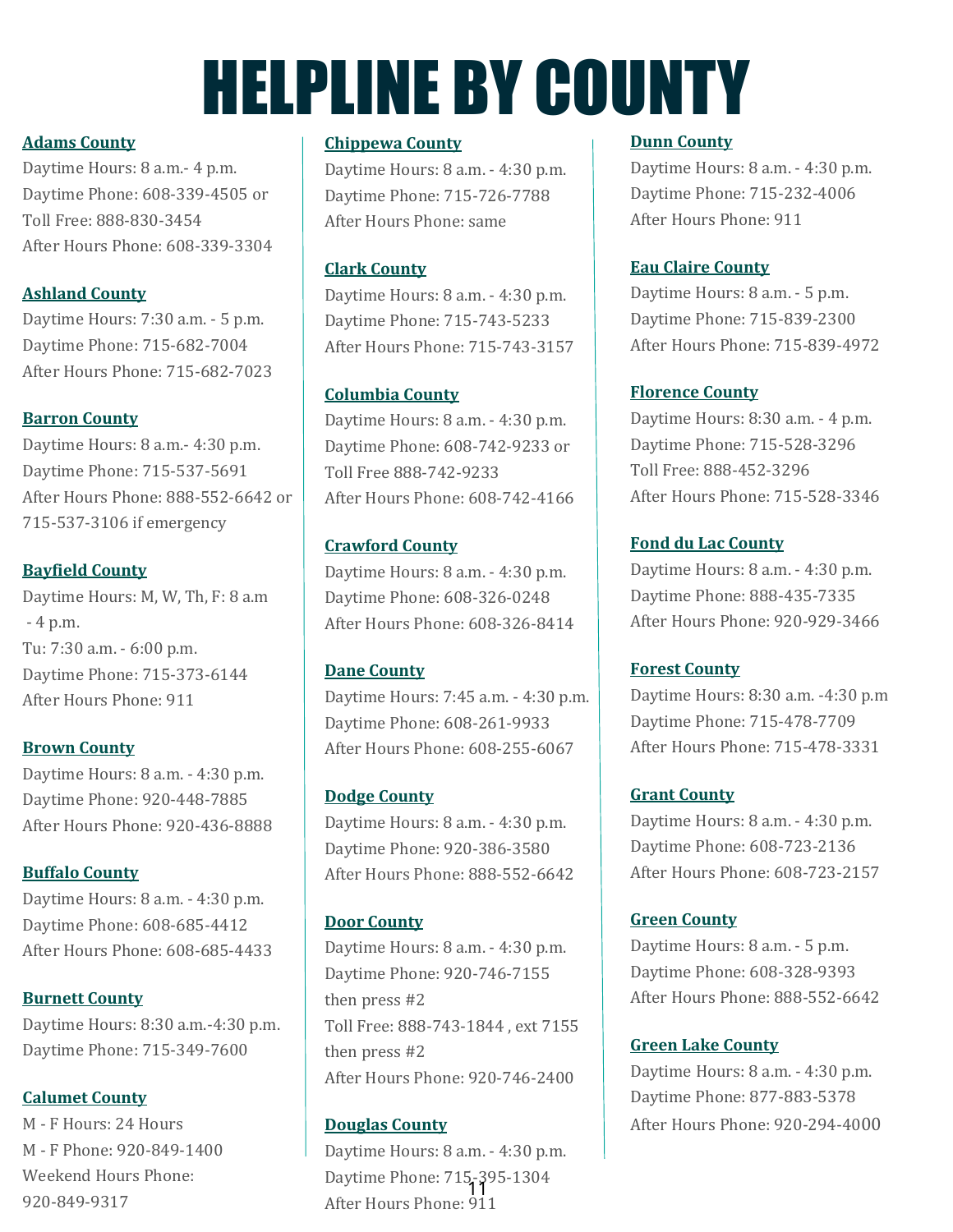# HELPLINE BY COUNTY

**Adams County**
Daytime Hours: 8 a.m.- 4 p.m.
Daytime Phone: 608-339-4505 or
Toll Free: 888-830-3454
After Hours Phone: 608-339-3304

**Ashland County**
Daytime Hours: 7:30 a.m. - 5 p.m.
Daytime Phone: 715-682-7004
After Hours Phone: 715-682-7023

**Barron County**
Daytime Hours: 8 a.m.- 4:30 p.m.
Daytime Phone: 715-537-5691
After Hours Phone: 888-552-6642 or
715-537-3106 if emergency

**Bayfield County**
Daytime Hours: M, W, Th, F: 8 a.m
- 4 p.m.
Tu: 7:30 a.m. - 6:00 p.m.
Daytime Phone: 715-373-6144
After Hours Phone: 911

**Brown County**
Daytime Hours: 8 a.m. - 4:30 p.m.
Daytime Phone: 920-448-7885
After Hours Phone: 920-436-8888

**Buffalo County**
Daytime Hours: 8 a.m. - 4:30 p.m.
Daytime Phone: 608-685-4412
After Hours Phone: 608-685-4433

**Burnett County**
Daytime Hours: 8:30 a.m.-4:30 p.m.
Daytime Phone: 715-349-7600

**Calumet County**
M - F Hours: 24 Hours
M - F Phone: 920-849-1400
Weekend Hours Phone:
920-849-9317

**Chippewa County**
Daytime Hours: 8 a.m. - 4:30 p.m.
Daytime Phone: 715-726-7788
After Hours Phone: same

**Clark County**
Daytime Hours: 8 a.m. - 4:30 p.m.
Daytime Phone: 715-743-5233
After Hours Phone: 715-743-3157

**Columbia County**
Daytime Hours: 8 a.m. - 4:30 p.m.
Daytime Phone: 608-742-9233 or
Toll Free 888-742-9233
After Hours Phone: 608-742-4166

**Crawford County**
Daytime Hours: 8 a.m. - 4:30 p.m.
Daytime Phone: 608-326-0248
After Hours Phone: 608-326-8414

**Dane County**
Daytime Hours: 7:45 a.m. - 4:30 p.m.
Daytime Phone: 608-261-9933
After Hours Phone: 608-255-6067

**Dodge County**
Daytime Hours: 8 a.m. - 4:30 p.m.
Daytime Phone: 920-386-3580
After Hours Phone: 888-552-6642

**Door County**
Daytime Hours: 8 a.m. - 4:30 p.m.
Daytime Phone: 920-746-7155
then press #2
Toll Free: 888-743-1844 , ext 7155
then press #2
After Hours Phone: 920-746-2400

**Douglas County**
Daytime Hours: 8 a.m. - 4:30 p.m.
Daytime Phone: 715-395-1304
After Hours Phone: 911

**Dunn County**
Daytime Hours: 8 a.m. - 4:30 p.m.
Daytime Phone: 715-232-4006
After Hours Phone: 911

**Eau Claire County**
Daytime Hours: 8 a.m. - 5 p.m.
Daytime Phone: 715-839-2300
After Hours Phone: 715-839-4972

**Florence County**
Daytime Hours: 8:30 a.m. - 4 p.m.
Daytime Phone: 715-528-3296
Toll Free: 888-452-3296
After Hours Phone: 715-528-3346

**Fond du Lac County**
Daytime Hours: 8 a.m. - 4:30 p.m.
Daytime Phone: 888-435-7335
After Hours Phone: 920-929-3466

**Forest County**
Daytime Hours: 8:30 a.m. -4:30 p.m
Daytime Phone: 715-478-7709
After Hours Phone: 715-478-3331

**Grant County**
Daytime Hours: 8 a.m. - 4:30 p.m.
Daytime Phone: 608-723-2136
After Hours Phone: 608-723-2157

**Green County**
Daytime Hours: 8 a.m. - 5 p.m.
Daytime Phone: 608-328-9393
After Hours Phone: 888-552-6642

**Green Lake County**
Daytime Hours: 8 a.m. - 4:30 p.m.
Daytime Phone: 877-883-5378
After Hours Phone: 920-294-4000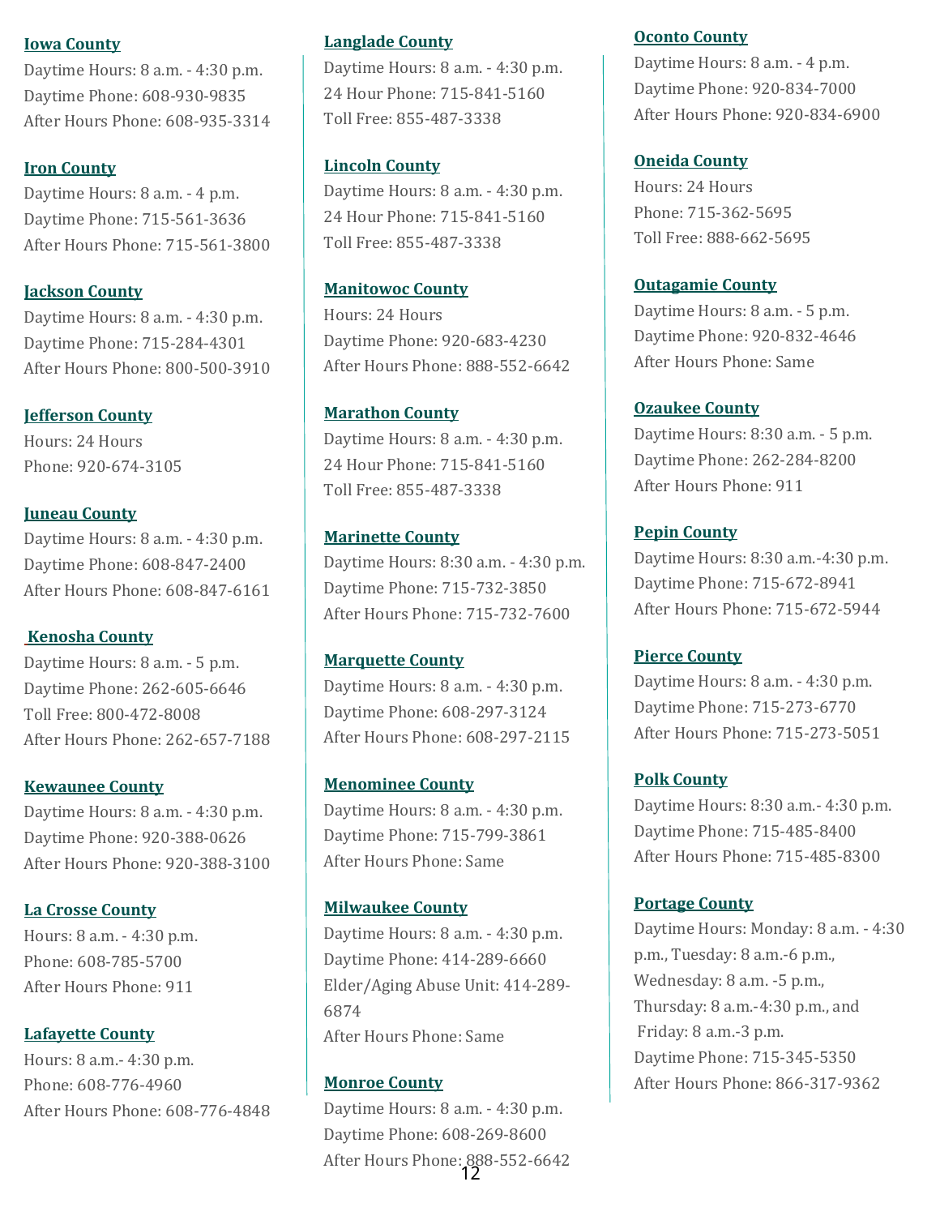**Iowa County**
Daytime Hours: 8 a.m. - 4:30 p.m.
Daytime Phone: 608-930-9835
After Hours Phone: 608-935-3314

**Iron County**
Daytime Hours: 8 a.m. - 4 p.m.
Daytime Phone: 715-561-3636
After Hours Phone: 715-561-3800

**Jackson County**
Daytime Hours: 8 a.m. - 4:30 p.m.
Daytime Phone: 715-284-4301
After Hours Phone: 800-500-3910

**Jefferson County**
Hours: 24 Hours
Phone: 920-674-3105

**Juneau County**
Daytime Hours: 8 a.m. - 4:30 p.m.
Daytime Phone: 608-847-2400
After Hours Phone: 608-847-6161

**Kenosha County**
Daytime Hours: 8 a.m. - 5 p.m.
Daytime Phone: 262-605-6646
Toll Free: 800-472-8008
After Hours Phone: 262-657-7188

**Kewaunee County**
Daytime Hours: 8 a.m. - 4:30 p.m.
Daytime Phone: 920-388-0626
After Hours Phone: 920-388-3100

**La Crosse County**
Hours: 8 a.m. - 4:30 p.m.
Phone: 608-785-5700
After Hours Phone: 911

**Lafayette County**
Hours: 8 a.m.- 4:30 p.m.
Phone: 608-776-4960
After Hours Phone: 608-776-4848

**Langlade County**
Daytime Hours: 8 a.m. - 4:30 p.m.
24 Hour Phone: 715-841-5160
Toll Free: 855-487-3338

**Lincoln County**
Daytime Hours: 8 a.m. - 4:30 p.m.
24 Hour Phone: 715-841-5160
Toll Free: 855-487-3338

**Manitowoc County**
Hours: 24 Hours
Daytime Phone: 920-683-4230
After Hours Phone: 888-552-6642

**Marathon County**
Daytime Hours: 8 a.m. - 4:30 p.m.
24 Hour Phone: 715-841-5160
Toll Free: 855-487-3338

**Marinette County**
Daytime Hours: 8:30 a.m. - 4:30 p.m.
Daytime Phone: 715-732-3850
After Hours Phone: 715-732-7600

**Marquette County**
Daytime Hours: 8 a.m. - 4:30 p.m.
Daytime Phone: 608-297-3124
After Hours Phone: 608-297-2115

**Menominee County**
Daytime Hours: 8 a.m. - 4:30 p.m.
Daytime Phone: 715-799-3861
After Hours Phone: Same

**Milwaukee County**
Daytime Hours: 8 a.m. - 4:30 p.m.
Daytime Phone: 414-289-6660
Elder/Aging Abuse Unit: 414-289-6874
After Hours Phone: Same

**Monroe County**
Daytime Hours: 8 a.m. - 4:30 p.m.
Daytime Phone: 608-269-8600
After Hours Phone: 888-552-6642

**Oconto County**
Daytime Hours: 8 a.m. - 4 p.m.
Daytime Phone: 920-834-7000
After Hours Phone: 920-834-6900

**Oneida County**
Hours: 24 Hours
Phone: 715-362-5695
Toll Free: 888-662-5695

**Outagamie County**
Daytime Hours: 8 a.m. - 5 p.m.
Daytime Phone: 920-832-4646
After Hours Phone: Same

**Ozaukee County**
Daytime Hours: 8:30 a.m. - 5 p.m.
Daytime Phone: 262-284-8200
After Hours Phone: 911

**Pepin County**
Daytime Hours: 8:30 a.m.-4:30 p.m.
Daytime Phone: 715-672-8941
After Hours Phone: 715-672-5944

**Pierce County**
Daytime Hours: 8 a.m. - 4:30 p.m.
Daytime Phone: 715-273-6770
After Hours Phone: 715-273-5051

**Polk County**
Daytime Hours: 8:30 a.m.- 4:30 p.m.
Daytime Phone: 715-485-8400
After Hours Phone: 715-485-8300

**Portage County**
Daytime Hours: Monday: 8 a.m. - 4:30 p.m., Tuesday: 8 a.m.-6 p.m., Wednesday: 8 a.m. -5 p.m., Thursday: 8 a.m.-4:30 p.m., and Friday: 8 a.m.-3 p.m.
Daytime Phone: 715-345-5350
After Hours Phone: 866-317-9362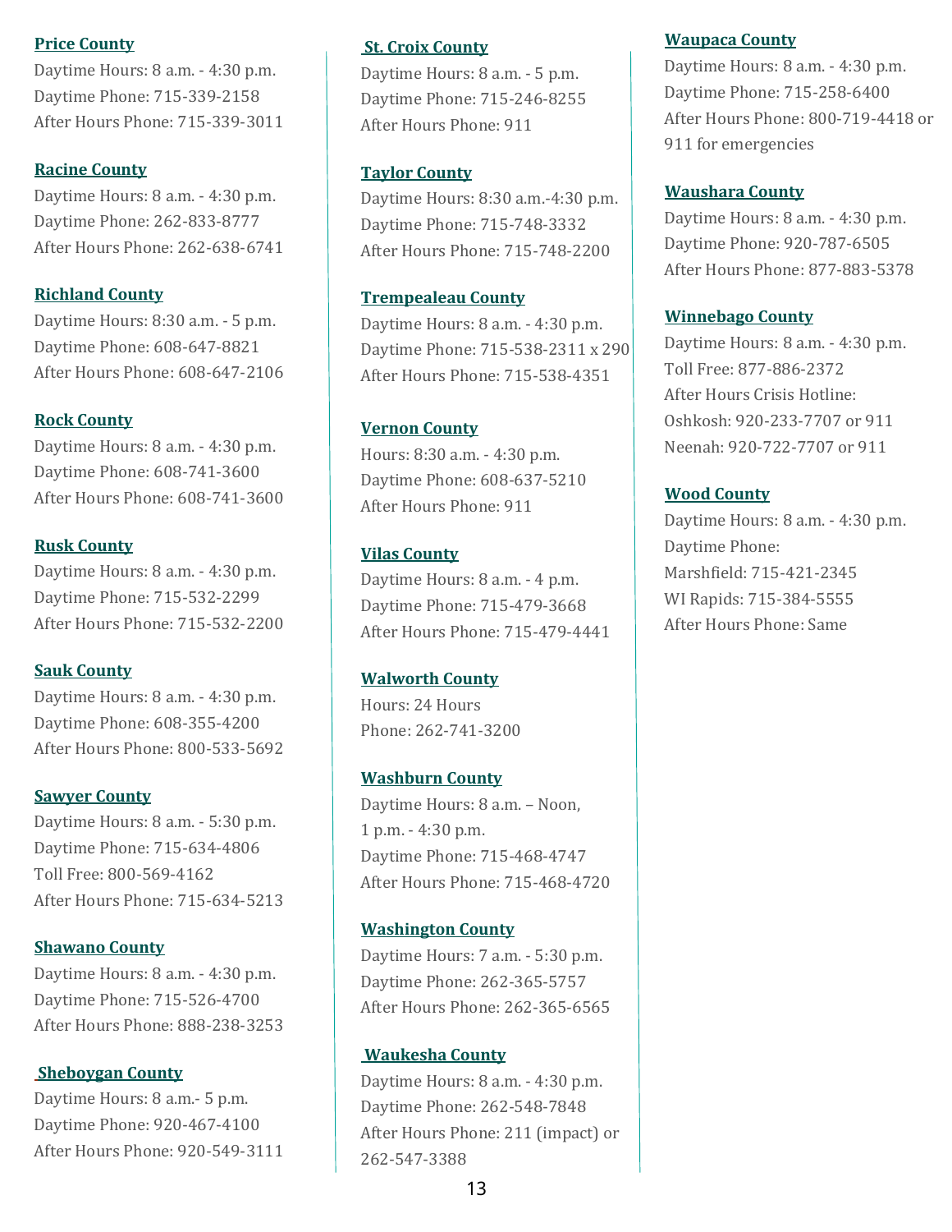**Price County**
Daytime Hours: 8 a.m. - 4:30 p.m.
Daytime Phone: 715-339-2158
After Hours Phone: 715-339-3011

**Racine County**
Daytime Hours: 8 a.m. - 4:30 p.m.
Daytime Phone: 262-833-8777
After Hours Phone: 262-638-6741

**Richland County**
Daytime Hours: 8:30 a.m. - 5 p.m.
Daytime Phone: 608-647-8821
After Hours Phone: 608-647-2106

**Rock County**
Daytime Hours: 8 a.m. - 4:30 p.m.
Daytime Phone: 608-741-3600
After Hours Phone: 608-741-3600

**Rusk County**
Daytime Hours: 8 a.m. - 4:30 p.m.
Daytime Phone: 715-532-2299
After Hours Phone: 715-532-2200

**Sauk County**
Daytime Hours: 8 a.m. - 4:30 p.m.
Daytime Phone: 608-355-4200
After Hours Phone: 800-533-5692

**Sawyer County**
Daytime Hours: 8 a.m. - 5:30 p.m.
Daytime Phone: 715-634-4806
Toll Free: 800-569-4162
After Hours Phone: 715-634-5213

**Shawano County**
Daytime Hours: 8 a.m. - 4:30 p.m.
Daytime Phone: 715-526-4700
After Hours Phone: 888-238-3253

**Sheboygan County**
Daytime Hours: 8 a.m.- 5 p.m.
Daytime Phone: 920-467-4100
After Hours Phone: 920-549-3111

**St. Croix County**
Daytime Hours: 8 a.m. - 5 p.m.
Daytime Phone: 715-246-8255
After Hours Phone: 911

**Taylor County**
Daytime Hours: 8:30 a.m.-4:30 p.m.
Daytime Phone: 715-748-3332
After Hours Phone: 715-748-2200

**Trempealeau County**
Daytime Hours: 8 a.m. - 4:30 p.m.
Daytime Phone: 715-538-2311 x 290
After Hours Phone: 715-538-4351

**Vernon County**
Hours: 8:30 a.m. - 4:30 p.m.
Daytime Phone: 608-637-5210
After Hours Phone: 911

**Vilas County**
Daytime Hours: 8 a.m. - 4 p.m.
Daytime Phone: 715-479-3668
After Hours Phone: 715-479-4441

**Walworth County**
Hours: 24 Hours
Phone: 262-741-3200

**Washburn County**
Daytime Hours: 8 a.m. – Noon,
1 p.m. - 4:30 p.m.
Daytime Phone: 715-468-4747
After Hours Phone: 715-468-4720

**Washington County**
Daytime Hours: 7 a.m. - 5:30 p.m.
Daytime Phone: 262-365-5757
After Hours Phone: 262-365-6565

**Waukesha County**
Daytime Hours: 8 a.m. - 4:30 p.m.
Daytime Phone: 262-548-7848
After Hours Phone: 211 (impact) or 262-547-3388

**Waupaca County**
Daytime Hours: 8 a.m. - 4:30 p.m.
Daytime Phone: 715-258-6400
After Hours Phone: 800-719-4418 or 911 for emergencies

**Waushara County**
Daytime Hours: 8 a.m. - 4:30 p.m.
Daytime Phone: 920-787-6505
After Hours Phone: 877-883-5378

**Winnebago County**
Daytime Hours: 8 a.m. - 4:30 p.m.
Toll Free: 877-886-2372
After Hours Crisis Hotline:
Oshkosh: 920-233-7707 or 911
Neenah: 920-722-7707 or 911

**Wood County**
Daytime Hours: 8 a.m. - 4:30 p.m.
Daytime Phone:
Marshfield: 715-421-2345
WI Rapids: 715-384-5555
After Hours Phone: Same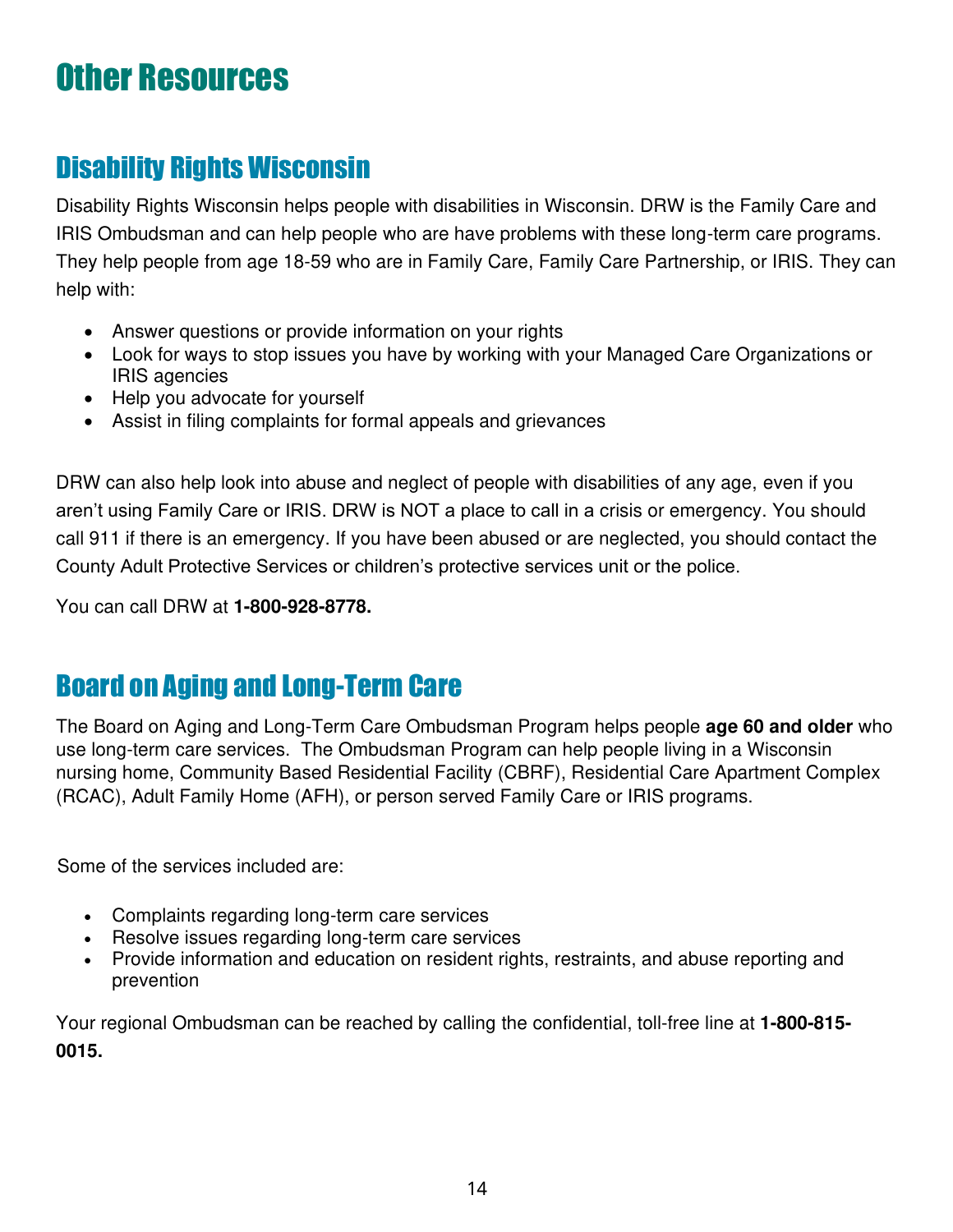# Other Resources

## Disability Rights Wisconsin

Disability Rights Wisconsin helps people with disabilities in Wisconsin. DRW is the Family Care and IRIS Ombudsman and can help people who are have problems with these long-term care programs. They help people from age 18-59 who are in Family Care, Family Care Partnership, or IRIS. They can help with:

- Answer questions or provide information on your rights
- Look for ways to stop issues you have by working with your Managed Care Organizations or IRIS agencies
- Help you advocate for yourself
- Assist in filing complaints for formal appeals and grievances

DRW can also help look into abuse and neglect of people with disabilities of any age, even if you aren't using Family Care or IRIS. DRW is NOT a place to call in a crisis or emergency. You should call 911 if there is an emergency. If you have been abused or are neglected, you should contact the County Adult Protective Services or children's protective services unit or the police.

You can call DRW at **1-800-928-8778.**

## Board on Aging and Long-Term Care

The Board on Aging and Long-Term Care Ombudsman Program helps people **age 60 and older** who use long-term care services. The Ombudsman Program can help people living in a Wisconsin nursing home, Community Based Residential Facility (CBRF), Residential Care Apartment Complex (RCAC), Adult Family Home (AFH), or person served Family Care or IRIS programs.

Some of the services included are:

- Complaints regarding long-term care services
- Resolve issues regarding long-term care services
- Provide information and education on resident rights, restraints, and abuse reporting and prevention

Your regional Ombudsman can be reached by calling the confidential, toll-free line at **1-800-815-0015.**